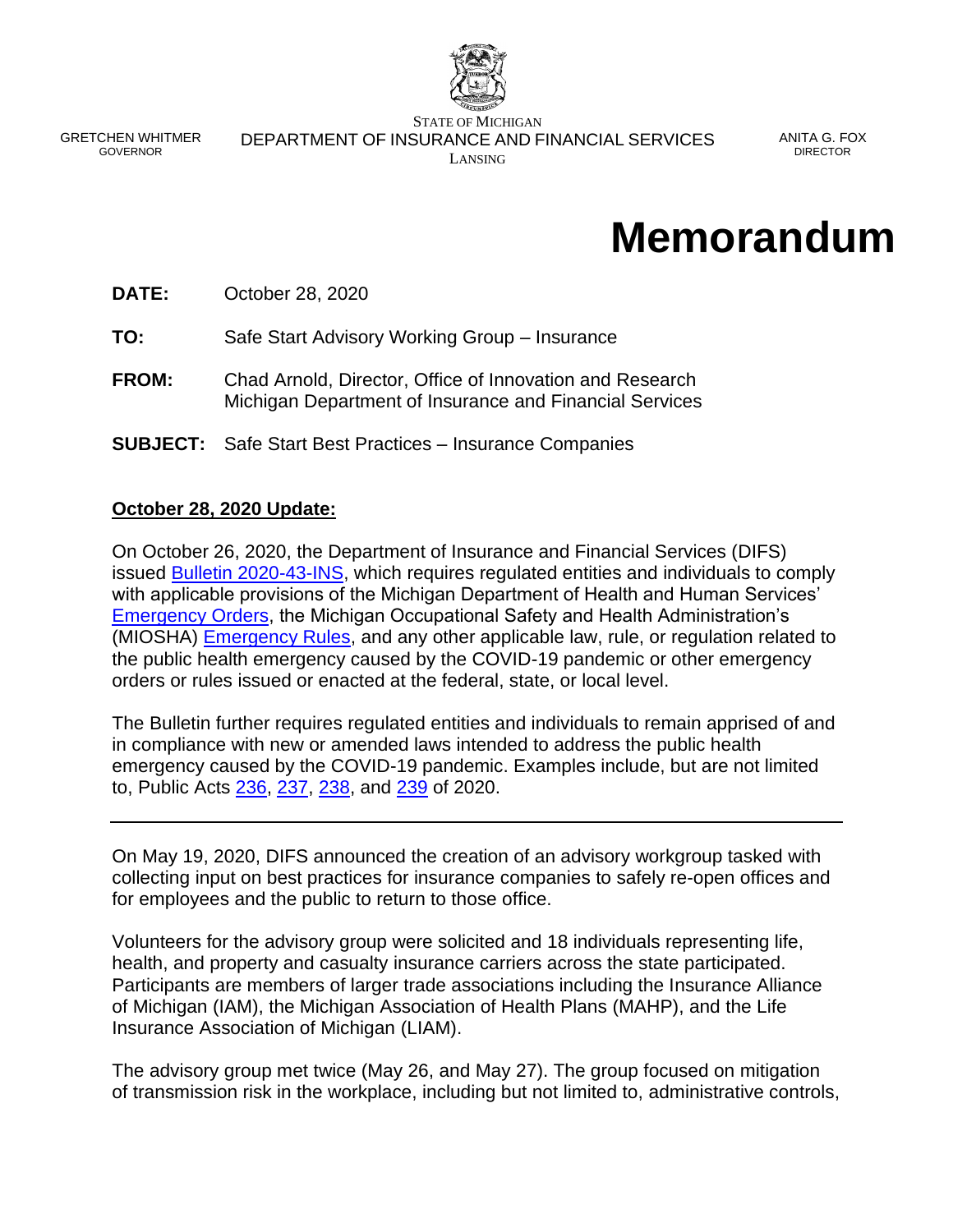GRETCHEN WHITMER
GOVERNOR

STATE OF MICHIGAN
DEPARTMENT OF INSURANCE AND FINANCIAL SERVICES
LANSING

ANITA G. FOX
DIRECTOR

# Memorandum

**DATE:** October 28, 2020

**TO:** Safe Start Advisory Working Group – Insurance

**FROM:** Chad Arnold, Director, Office of Innovation and Research
Michigan Department of Insurance and Financial Services

**SUBJECT:** Safe Start Best Practices – Insurance Companies

**October 28, 2020 Update:**

On October 26, 2020, the Department of Insurance and Financial Services (DIFS) issued Bulletin 2020-43-INS, which requires regulated entities and individuals to comply with applicable provisions of the Michigan Department of Health and Human Services' Emergency Orders, the Michigan Occupational Safety and Health Administration's (MIOSHA) Emergency Rules, and any other applicable law, rule, or regulation related to the public health emergency caused by the COVID-19 pandemic or other emergency orders or rules issued or enacted at the federal, state, or local level.

The Bulletin further requires regulated entities and individuals to remain apprised of and in compliance with new or amended laws intended to address the public health emergency caused by the COVID-19 pandemic. Examples include, but are not limited to, Public Acts 236, 237, 238, and 239 of 2020.

---

On May 19, 2020, DIFS announced the creation of an advisory workgroup tasked with collecting input on best practices for insurance companies to safely re-open offices and for employees and the public to return to those office.

Volunteers for the advisory group were solicited and 18 individuals representing life, health, and property and casualty insurance carriers across the state participated. Participants are members of larger trade associations including the Insurance Alliance of Michigan (IAM), the Michigan Association of Health Plans (MAHP), and the Life Insurance Association of Michigan (LIAM).

The advisory group met twice (May 26, and May 27). The group focused on mitigation of transmission risk in the workplace, including but not limited to, administrative controls,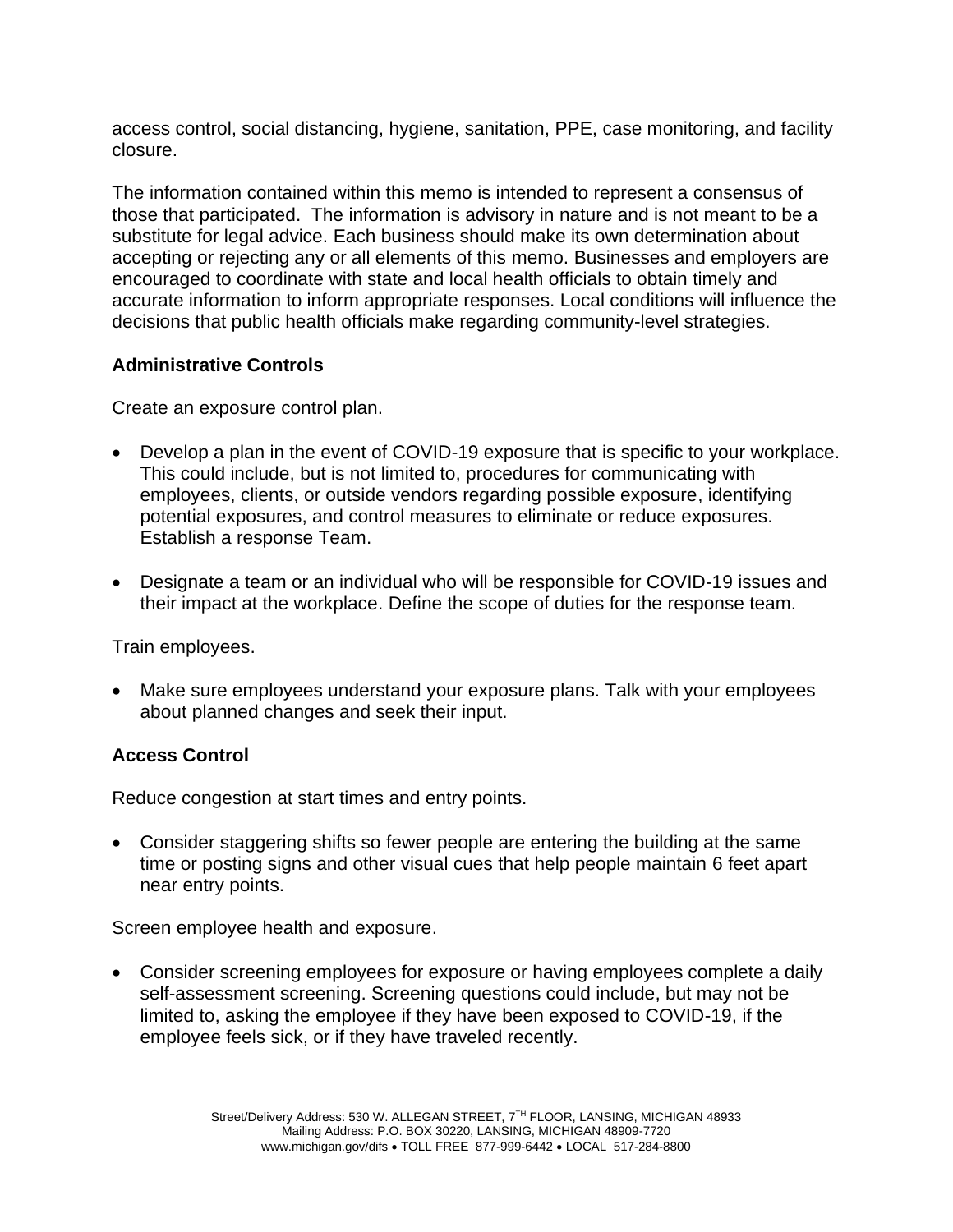access control, social distancing, hygiene, sanitation, PPE, case monitoring, and facility closure.

The information contained within this memo is intended to represent a consensus of those that participated. The information is advisory in nature and is not meant to be a substitute for legal advice. Each business should make its own determination about accepting or rejecting any or all elements of this memo. Businesses and employers are encouraged to coordinate with state and local health officials to obtain timely and accurate information to inform appropriate responses. Local conditions will influence the decisions that public health officials make regarding community-level strategies.

**Administrative Controls**

Create an exposure control plan.

- Develop a plan in the event of COVID-19 exposure that is specific to your workplace. This could include, but is not limited to, procedures for communicating with employees, clients, or outside vendors regarding possible exposure, identifying potential exposures, and control measures to eliminate or reduce exposures. Establish a response Team.
- Designate a team or an individual who will be responsible for COVID-19 issues and their impact at the workplace. Define the scope of duties for the response team.

Train employees.

- Make sure employees understand your exposure plans. Talk with your employees about planned changes and seek their input.

**Access Control**

Reduce congestion at start times and entry points.

- Consider staggering shifts so fewer people are entering the building at the same time or posting signs and other visual cues that help people maintain 6 feet apart near entry points.

Screen employee health and exposure.

- Consider screening employees for exposure or having employees complete a daily self-assessment screening. Screening questions could include, but may not be limited to, asking the employee if they have been exposed to COVID-19, if the employee feels sick, or if they have traveled recently.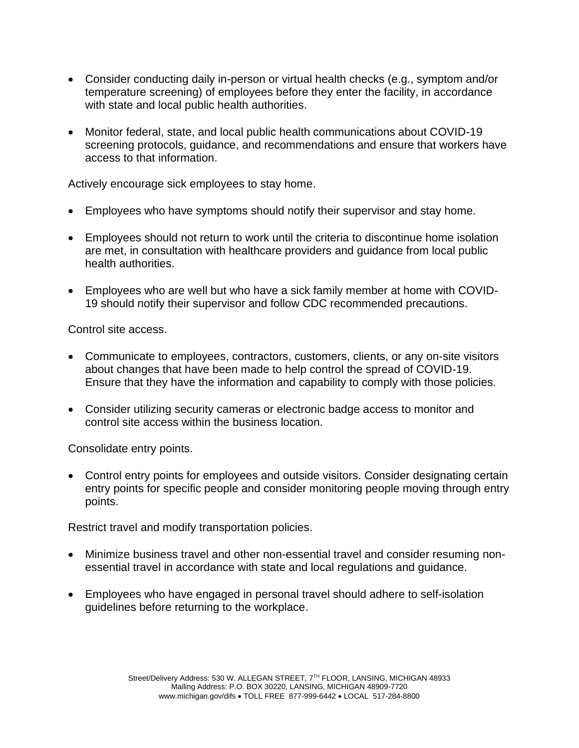- Consider conducting daily in-person or virtual health checks (e.g., symptom and/or temperature screening) of employees before they enter the facility, in accordance with state and local public health authorities.

- Monitor federal, state, and local public health communications about COVID-19 screening protocols, guidance, and recommendations and ensure that workers have access to that information.

Actively encourage sick employees to stay home.

- Employees who have symptoms should notify their supervisor and stay home.

- Employees should not return to work until the criteria to discontinue home isolation are met, in consultation with healthcare providers and guidance from local public health authorities.

- Employees who are well but who have a sick family member at home with COVID-19 should notify their supervisor and follow CDC recommended precautions.

Control site access.

- Communicate to employees, contractors, customers, clients, or any on-site visitors about changes that have been made to help control the spread of COVID-19. Ensure that they have the information and capability to comply with those policies.

- Consider utilizing security cameras or electronic badge access to monitor and control site access within the business location.

Consolidate entry points.

- Control entry points for employees and outside visitors. Consider designating certain entry points for specific people and consider monitoring people moving through entry points.

Restrict travel and modify transportation policies.

- Minimize business travel and other non-essential travel and consider resuming non-essential travel in accordance with state and local regulations and guidance.

- Employees who have engaged in personal travel should adhere to self-isolation guidelines before returning to the workplace.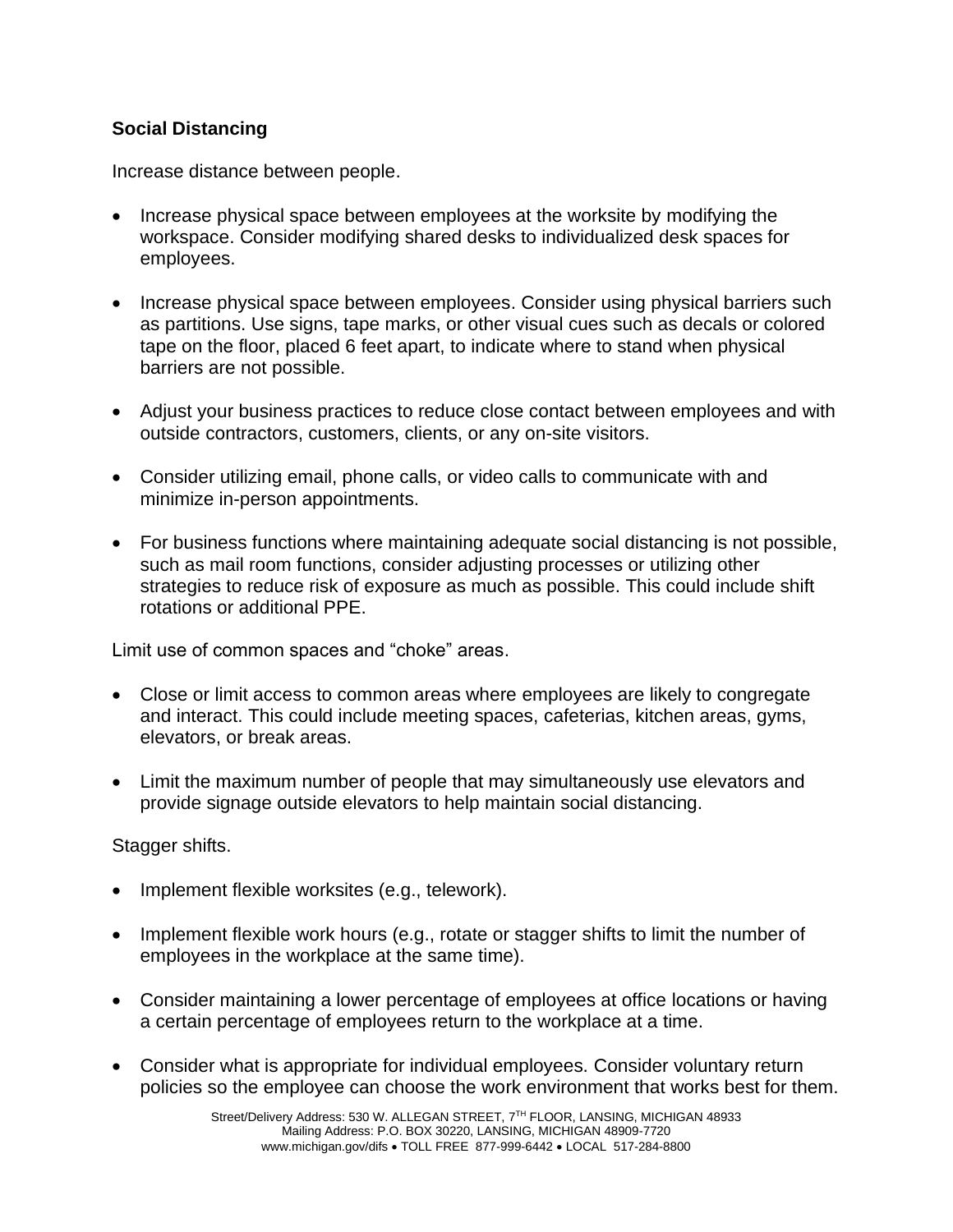**Social Distancing**

Increase distance between people.

- Increase physical space between employees at the worksite by modifying the workspace. Consider modifying shared desks to individualized desk spaces for employees.

- Increase physical space between employees. Consider using physical barriers such as partitions. Use signs, tape marks, or other visual cues such as decals or colored tape on the floor, placed 6 feet apart, to indicate where to stand when physical barriers are not possible.

- Adjust your business practices to reduce close contact between employees and with outside contractors, customers, clients, or any on-site visitors.

- Consider utilizing email, phone calls, or video calls to communicate with and minimize in-person appointments.

- For business functions where maintaining adequate social distancing is not possible, such as mail room functions, consider adjusting processes or utilizing other strategies to reduce risk of exposure as much as possible. This could include shift rotations or additional PPE.

Limit use of common spaces and “choke” areas.

- Close or limit access to common areas where employees are likely to congregate and interact. This could include meeting spaces, cafeterias, kitchen areas, gyms, elevators, or break areas.

- Limit the maximum number of people that may simultaneously use elevators and provide signage outside elevators to help maintain social distancing.

Stagger shifts.

- Implement flexible worksites (e.g., telework).

- Implement flexible work hours (e.g., rotate or stagger shifts to limit the number of employees in the workplace at the same time).

- Consider maintaining a lower percentage of employees at office locations or having a certain percentage of employees return to the workplace at a time.

- Consider what is appropriate for individual employees. Consider voluntary return policies so the employee can choose the work environment that works best for them.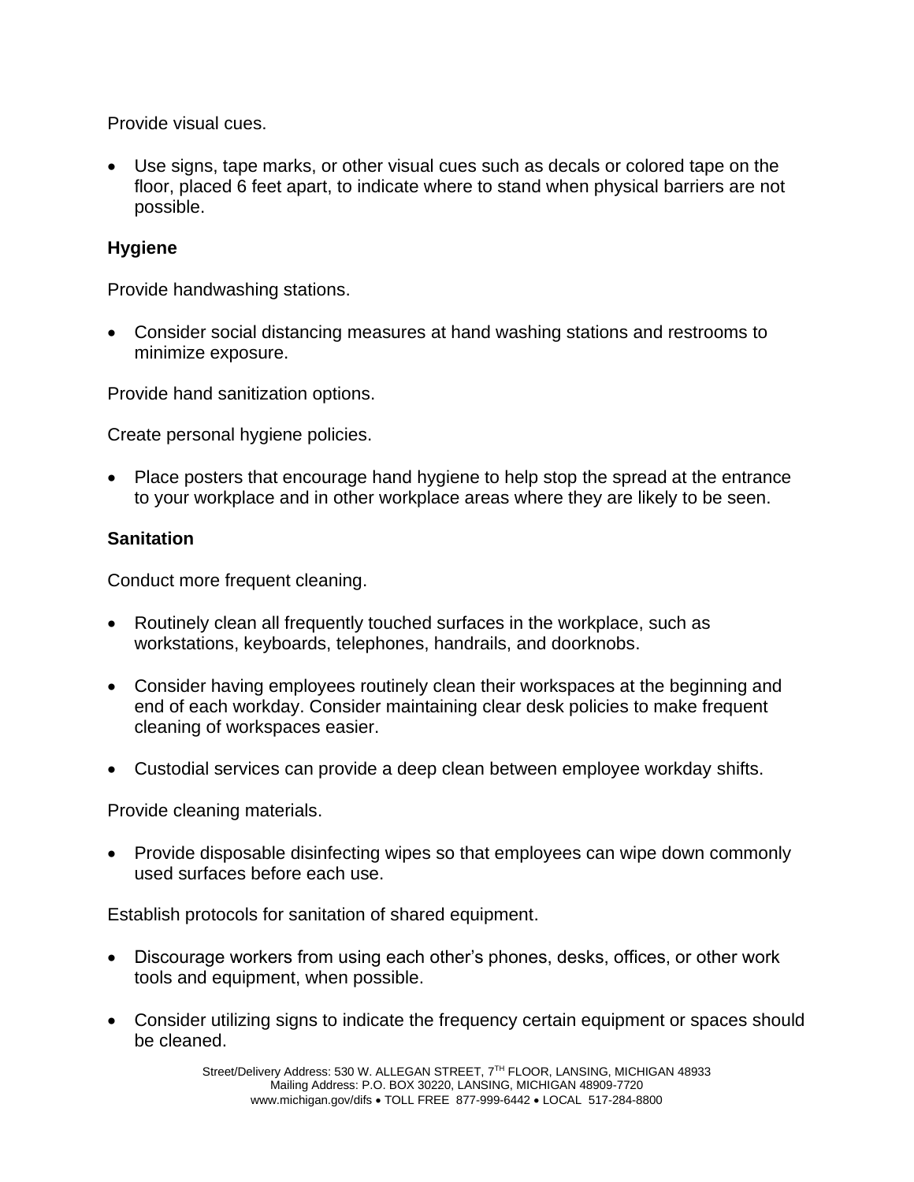Provide visual cues.

- Use signs, tape marks, or other visual cues such as decals or colored tape on the floor, placed 6 feet apart, to indicate where to stand when physical barriers are not possible.

**Hygiene**

Provide handwashing stations.

- Consider social distancing measures at hand washing stations and restrooms to minimize exposure.

Provide hand sanitization options.

Create personal hygiene policies.

- Place posters that encourage hand hygiene to help stop the spread at the entrance to your workplace and in other workplace areas where they are likely to be seen.

**Sanitation**

Conduct more frequent cleaning.

- Routinely clean all frequently touched surfaces in the workplace, such as workstations, keyboards, telephones, handrails, and doorknobs.

- Consider having employees routinely clean their workspaces at the beginning and end of each workday. Consider maintaining clear desk policies to make frequent cleaning of workspaces easier.

- Custodial services can provide a deep clean between employee workday shifts.

Provide cleaning materials.

- Provide disposable disinfecting wipes so that employees can wipe down commonly used surfaces before each use.

Establish protocols for sanitation of shared equipment.

- Discourage workers from using each other's phones, desks, offices, or other work tools and equipment, when possible.

- Consider utilizing signs to indicate the frequency certain equipment or spaces should be cleaned.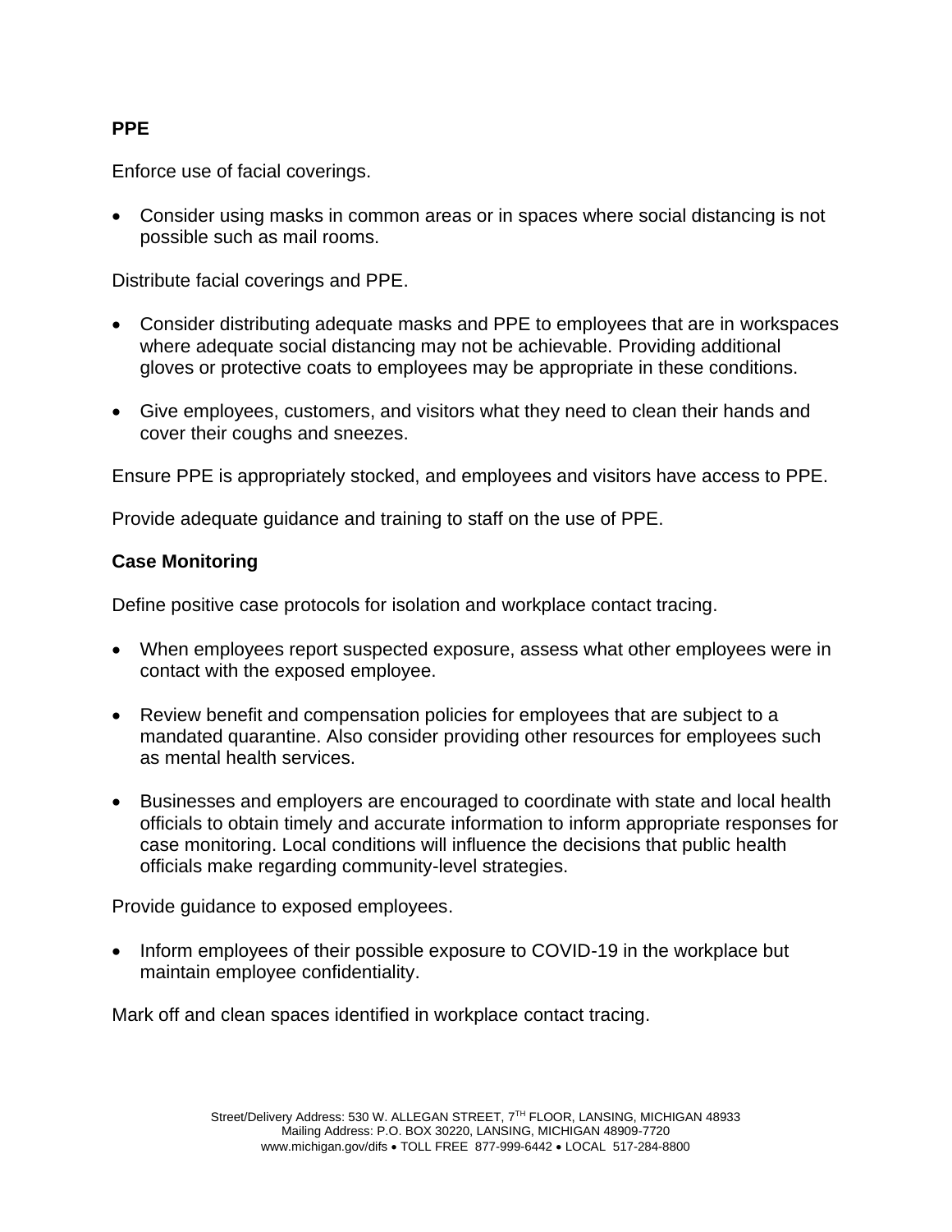**PPE**

Enforce use of facial coverings.

- Consider using masks in common areas or in spaces where social distancing is not possible such as mail rooms.

Distribute facial coverings and PPE.

- Consider distributing adequate masks and PPE to employees that are in workspaces where adequate social distancing may not be achievable. Providing additional gloves or protective coats to employees may be appropriate in these conditions.
- Give employees, customers, and visitors what they need to clean their hands and cover their coughs and sneezes.

Ensure PPE is appropriately stocked, and employees and visitors have access to PPE.

Provide adequate guidance and training to staff on the use of PPE.

**Case Monitoring**

Define positive case protocols for isolation and workplace contact tracing.

- When employees report suspected exposure, assess what other employees were in contact with the exposed employee.
- Review benefit and compensation policies for employees that are subject to a mandated quarantine. Also consider providing other resources for employees such as mental health services.
- Businesses and employers are encouraged to coordinate with state and local health officials to obtain timely and accurate information to inform appropriate responses for case monitoring. Local conditions will influence the decisions that public health officials make regarding community-level strategies.

Provide guidance to exposed employees.

- Inform employees of their possible exposure to COVID-19 in the workplace but maintain employee confidentiality.

Mark off and clean spaces identified in workplace contact tracing.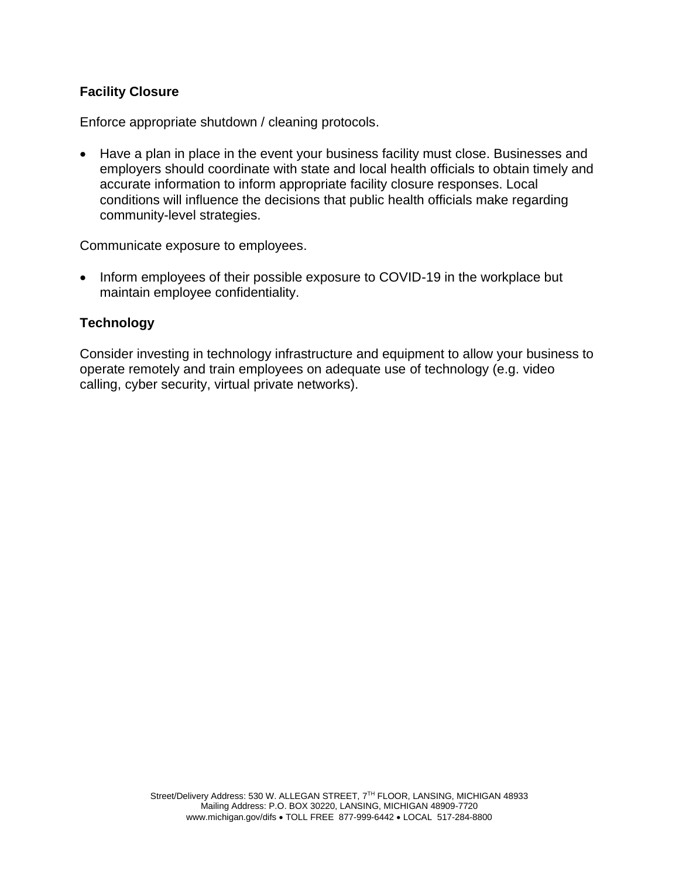### Facility Closure

Enforce appropriate shutdown / cleaning protocols.

- Have a plan in place in the event your business facility must close. Businesses and employers should coordinate with state and local health officials to obtain timely and accurate information to inform appropriate facility closure responses. Local conditions will influence the decisions that public health officials make regarding community-level strategies.

Communicate exposure to employees.

- Inform employees of their possible exposure to COVID-19 in the workplace but maintain employee confidentiality.

### Technology

Consider investing in technology infrastructure and equipment to allow your business to operate remotely and train employees on adequate use of technology (e.g. video calling, cyber security, virtual private networks).